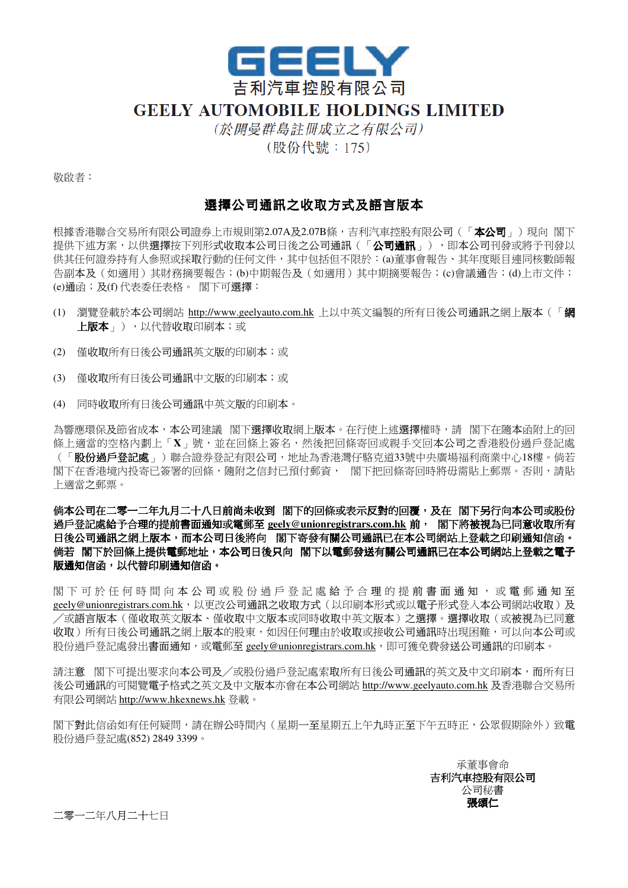# GEELY

吉利汽車控股有限公司

**GEELY AUTOMOBILE HOLDINGS LIMITED**

*（於開曼群島註冊成立之有限公司）*

（股份代號：175）

敬啟者：

## 選擇公司通訊之收取方式及語言版本

根據香港聯合交易所有限公司證券上市規則第2.07A及2.07B條，吉利汽車控股有限公司（「**本公司**」）現向 閣下提供下述方案，以供選擇按下列形式收取本公司日後之公司通訊（「**公司通訊**」），即本公司刊發或將予刊發以供其任何證券持有人參照或採取行動的任何文件，其中包括但不限於：(a)董事會報告、其年度賬目連同核數師報告副本及（如適用）其財務摘要報告；(b)中期報告及（如適用）其中期摘要報告；(c)會議通告；(d)上市文件；(e)通函；及(f) 代表委任表格。 閣下可選擇：

(1) 瀏覽登載於本公司網站 http://www.geelyauto.com.hk 上以中英文編製的所有日後公司通訊之網上版本（「**網上版本**」），以代替收取印刷本；或

(2) 僅收取所有日後公司通訊英文版的印刷本；或

(3) 僅收取所有日後公司通訊中文版的印刷本；或

(4) 同時收取所有日後公司通訊中英文版的印刷本。

為響應環保及節省成本，本公司建議 閣下選擇收取網上版本。在行使上述選擇權時，請 閣下在隨本函附上的回條上適當的空格內劃上「**X**」號，並在回條上簽名，然後把回條寄回或親手交回本公司之香港股份過戶登記處（「**股份過戶登記處**」）聯合證券登記有限公司，地址為香港灣仔駱克道33號中央廣場福利商業中心18樓。倘若閣下在香港境內投寄已簽署的回條，隨附之信封已預付郵資， 閣下把回條寄回時將毋需貼上郵票。否則，請貼上適當之郵票。

**倘本公司在二零一二年九月二十八日前尚未收到 閣下的回條或表示反對的回覆，及在 閣下另行向本公司或股份過戶登記處給予合理的提前書面通知或電郵至 geely@unionregistrars.com.hk 前， 閣下將被視為已同意收取所有日後公司通訊之網上版本，而本公司日後將向 閣下寄發有關公司通訊已在本公司網站上登載之印刷通知信函。倘若 閣下於回條上提供電郵地址，本公司日後只向 閣下以電郵發送有關公司通訊已在本公司網站上登載之電子版通知信函，以代替印刷通知信函。**

閣下可於任何時間向本公司或股份過戶登記處給予合理的提前書面通知，或電郵通知至 geely@unionregistrars.com.hk，以更改公司通訊之收取方式（以印刷本形式或以電子形式登入本公司網站收取）及／或語言版本（僅收取英文版本、僅收取中文版本或同時收取中英文版本）之選擇。選擇收取（或被視為已同意收取）所有日後公司通訊之網上版本的股東，如因任何理由於收取或接收公司通訊時出現困難，可以向本公司或股份過戶登記處發出書面通知，或電郵至 geely@unionregistrars.com.hk，即可獲免費發送公司通訊的印刷本。

請注意 閣下可提出要求向本公司及／或股份過戶登記處索取所有日後公司通訊的英文及中文印刷本，而所有日後公司通訊的可閱覽電子格式之英文及中文版本亦會在本公司網站 http://www.geelyauto.com.hk 及香港聯合交易所有限公司網站 http://www.hkexnews.hk 登載。

閣下對此信函如有任何疑問，請在辦公時間內（星期一至星期五上午九時正至下午五時正，公眾假期除外）致電股份過戶登記處(852) 2849 3399。

承董事會命
**吉利汽車控股有限公司**
公司秘書
**張頌仁**

二零一二年八月二十七日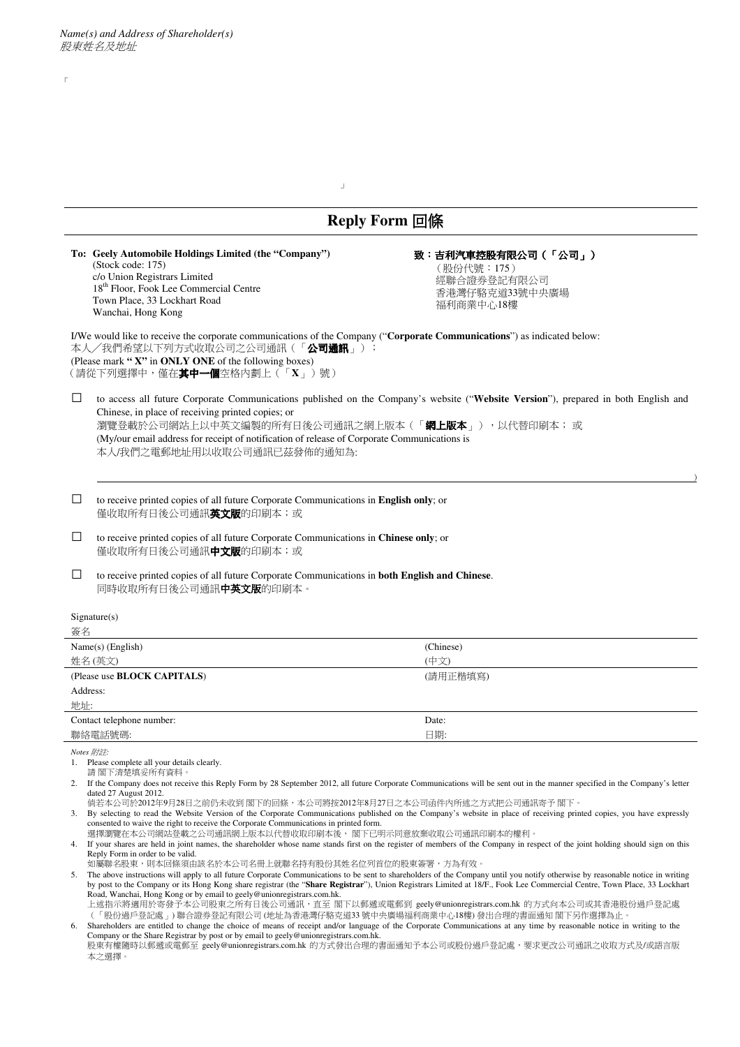*Name(s) and Address of Shareholder(s)*
*股東姓名及地址*

# Reply Form 回條

**To: Geely Automobile Holdings Limited (the "Company")**
(Stock code: 175)
c/o Union Registrars Limited
18th Floor, Fook Lee Commercial Centre
Town Place, 33 Lockhart Road
Wanchai, Hong Kong

**致：吉利汽車控股有限公司（「公司」）**
（股份代號：175）
經聯合證券登記有限公司
香港灣仔駱克道33號中央廣場
福利商業中心18樓

I/We would like to receive the corporate communications of the Company ("**Corporate Communications**") as indicated below:
本人／我們希望以下列方式收取公司之公司通訊（「**公司通訊**」）；
(Please mark **" X"** in **ONLY ONE** of the following boxes)
（請從下列選擇中，僅在**其中一個**空格內劃上（「**X**」）號）

☐ to access all future Corporate Communications published on the Company's website ("**Website Version**"), prepared in both English and Chinese, in place of receiving printed copies; or
瀏覽登載於公司網站上以中英文編製的所有日後公司通訊之網上版本（「**網上版本**」），以代替印刷本；或
(My/our email address for receipt of notification of release of Corporate Communications is
本人/我們之電郵地址用以收取公司通訊已茲發佈的通知為:

______________________________________________________________________________________________)

☐ to receive printed copies of all future Corporate Communications in **English only**; or
僅收取所有日後公司通訊**英文版**的印刷本；或

☐ to receive printed copies of all future Corporate Communications in **Chinese only**; or
僅收取所有日後公司通訊**中文版**的印刷本；或

☐ to receive printed copies of all future Corporate Communications in **both English and Chinese**.
同時收取所有日後公司通訊**中英文版**的印刷本。

Signature(s)
簽名

| | |
|---|---|
| Name(s) (English)<br>姓名 (英文) | (Chinese)<br>(中文) |
| (Please use **BLOCK CAPITALS**) | (請用正楷填寫) |
| Address:<br>地址: | |
| Contact telephone number:<br>聯絡電話號碼: | Date:<br>日期: |

*Notes 附註:*

1. Please complete all your details clearly.
   請 閣下清楚填妥所有資料。
2. If the Company does not receive this Reply Form by 28 September 2012, all future Corporate Communications will be sent out in the manner specified in the Company's letter dated 27 August 2012.
   倘若本公司於2012年9月28日之前仍未收到 閣下的回條，本公司將按2012年8月27日之本公司函件內所述之方式把公司通訊寄予 閣下。
3. By selecting to read the Website Version of the Corporate Communications published on the Company's website in place of receiving printed copies, you have expressly consented to waive the right to receive the Corporate Communications in printed form.
   選擇瀏覽在本公司網站登載之公司通訊網上版本以代替收取印刷本後， 閣下已明示同意放棄收取公司通訊印刷本的權利。
4. If your shares are held in joint names, the shareholder whose name stands first on the register of members of the Company in respect of the joint holding should sign on this Reply Form in order to be valid.
   如屬聯名股東，則本回條須由該名於本公司名冊上就聯名持有股份其姓名位列首位的股東簽署，方為有效。
5. The above instructions will apply to all future Corporate Communications to be sent to shareholders of the Company until you notify otherwise by reasonable notice in writing by post to the Company or its Hong Kong share registrar (the "**Share Registrar**"), Union Registrars Limited at 18/F., Fook Lee Commercial Centre, Town Place, 33 Lockhart Road, Wanchai, Hong Kong or by email to geely@unionregistrars.com.hk.
   上述指示將適用於寄發予本公司股東之所有日後公司通訊，直至 閣下以郵遞或電郵到 geely@unionregistrars.com.hk 的方式向本公司或其香港股份過戶登記處（「股份過戶登記處」）聯合證券登記有限公司 (地址為香港灣仔駱克道33 號中央廣場福利商業中心18樓) 發出合理的書面通知 閣下另作選擇為止。
6. Shareholders are entitled to change the choice of means of receipt and/or language of the Corporate Communications at any time by reasonable notice in writing to the Company or the Share Registrar by post or by email to geely@unionregistrars.com.hk.
   股東有權隨時以郵遞或電郵至 geely@unionregistrars.com.hk 的方式發出合理的書面通知予本公司或股份過戶登記處，要求更改公司通訊之收取方式及/或語言版本之選擇。